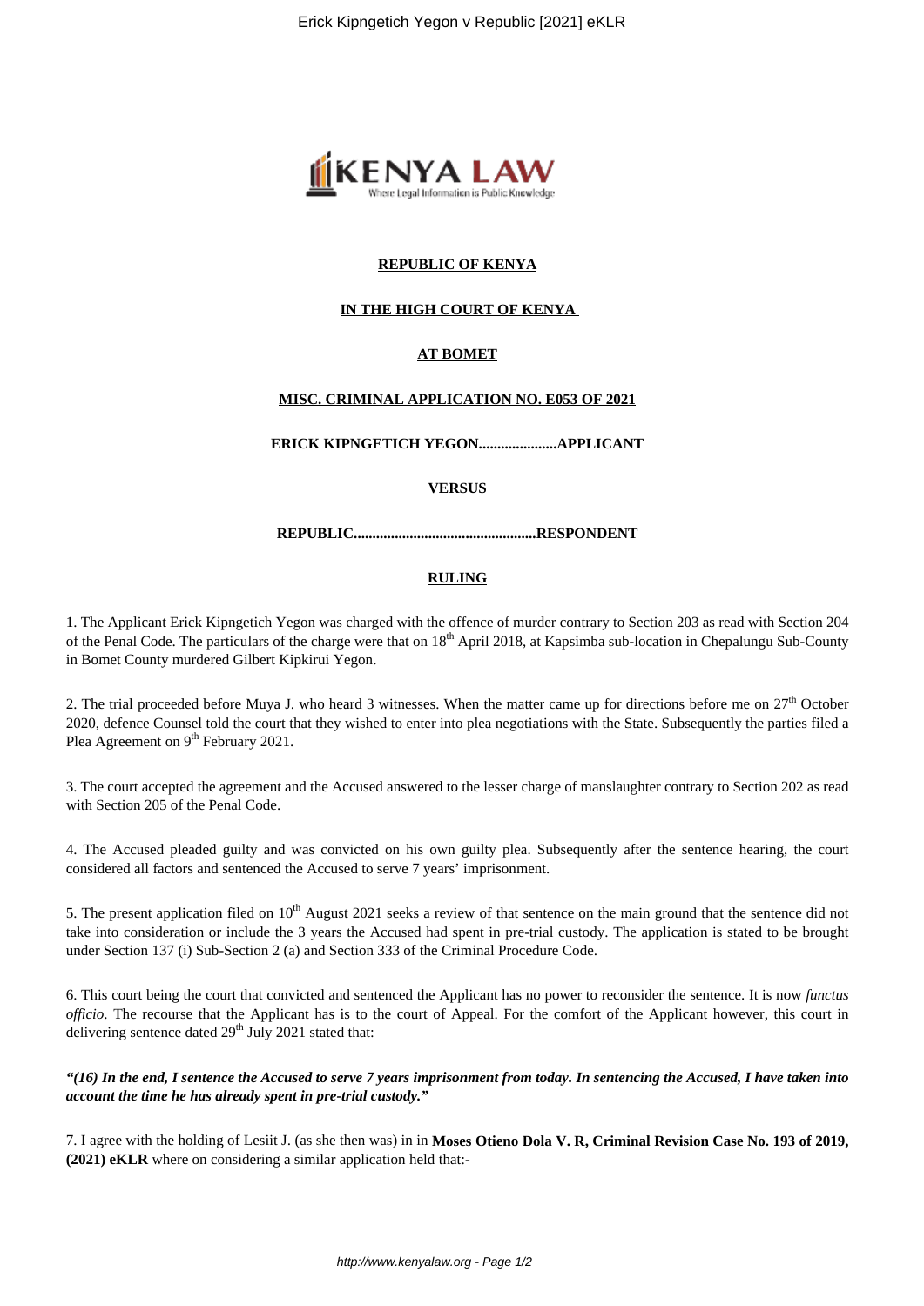**REPUBLIC OF KENYA**

**IN THE HIGH COURT OF KENYA**

**AT BOMET**

**MISC. CRIMINAL APPLICATION NO. E053 OF 2021**

**ERICK KIPNGETICH YEGON.....................APPLICANT**

**VERSUS**

**REPUBLIC.................................................RESPONDENT**

**RULING**

1. The Applicant Erick Kipngetich Yegon was charged with the offence of murder contrary to Section 203 as read with Section 204 of the Penal Code. The particulars of the charge were that on 18th April 2018, at Kapsimba sub-location in Chepalungu Sub-County in Bomet County murdered Gilbert Kipkirui Yegon.

2. The trial proceeded before Muya J. who heard 3 witnesses. When the matter came up for directions before me on 27th October 2020, defence Counsel told the court that they wished to enter into plea negotiations with the State. Subsequently the parties filed a Plea Agreement on 9th February 2021.

3. The court accepted the agreement and the Accused answered to the lesser charge of manslaughter contrary to Section 202 as read with Section 205 of the Penal Code.

4. The Accused pleaded guilty and was convicted on his own guilty plea. Subsequently after the sentence hearing, the court considered all factors and sentenced the Accused to serve 7 years' imprisonment.

5. The present application filed on 10th August 2021 seeks a review of that sentence on the main ground that the sentence did not take into consideration or include the 3 years the Accused had spent in pre-trial custody. The application is stated to be brought under Section 137 (i) Sub-Section 2 (a) and Section 333 of the Criminal Procedure Code.

6. This court being the court that convicted and sentenced the Applicant has no power to reconsider the sentence. It is now *functus officio*. The recourse that the Applicant has is to the court of Appeal. For the comfort of the Applicant however, this court in delivering sentence dated 29th July 2021 stated that:

***"(16) In the end, I sentence the Accused to serve 7 years imprisonment from today. In sentencing the Accused, I have taken into account the time he has already spent in pre-trial custody."***

7. I agree with the holding of Lesiit J. (as she then was) in in **Moses Otieno Dola V. R, Criminal Revision Case No. 193 of 2019, (2021) eKLR** where on considering a similar application held that:-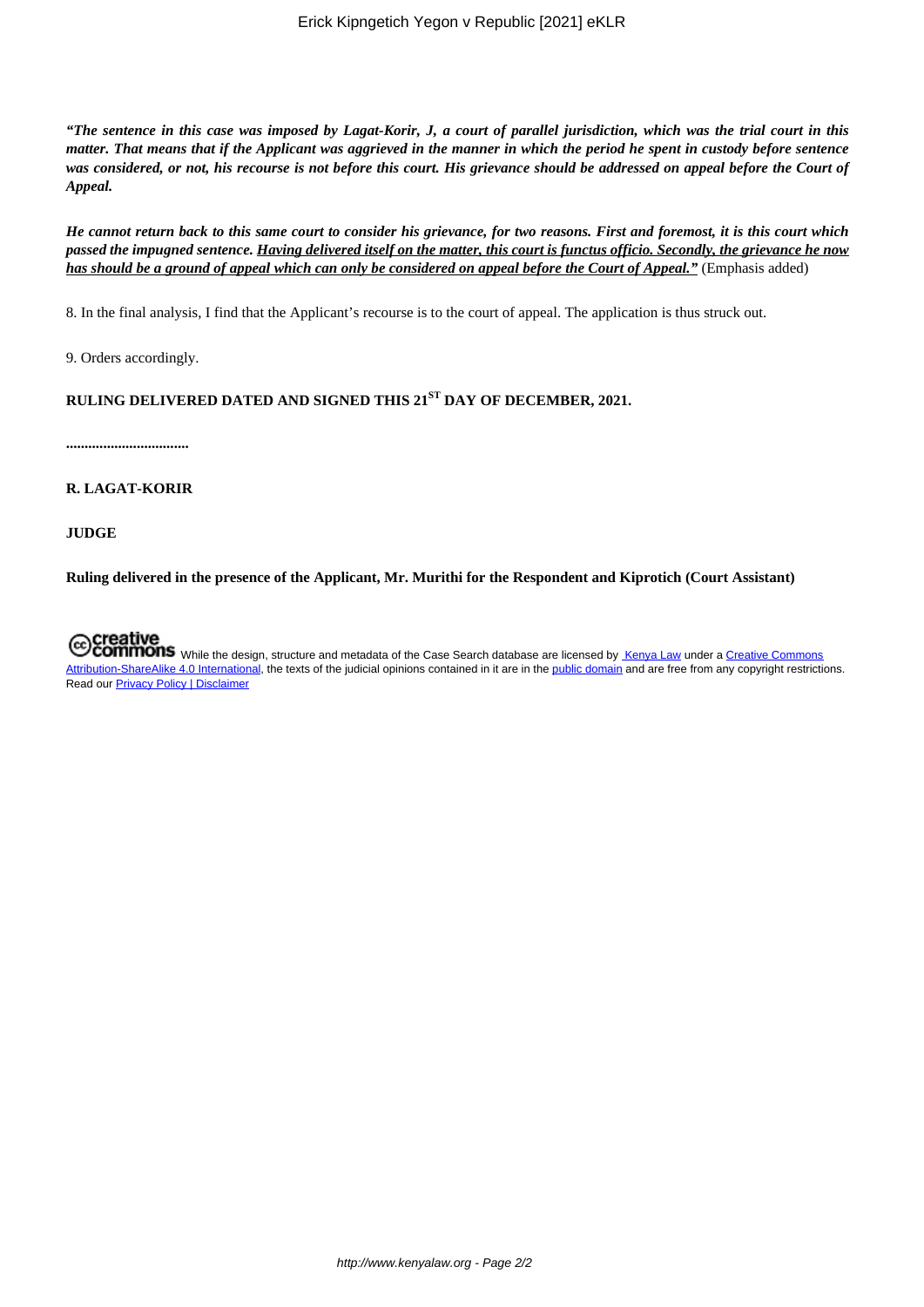***"The sentence in this case was imposed by Lagat-Korir, J, a court of parallel jurisdiction, which was the trial court in this matter. That means that if the Applicant was aggrieved in the manner in which the period he spent in custody before sentence was considered, or not, his recourse is not before this court. His grievance should be addressed on appeal before the Court of Appeal.***

***He cannot return back to this same court to consider his grievance, for two reasons. First and foremost, it is this court which passed the impugned sentence. <u>Having delivered itself on the matter, this court is functus officio. Secondly, the grievance he now has should be a ground of appeal which can only be considered on appeal before the Court of Appeal."</u>*** (Emphasis added)

8. In the final analysis, I find that the Applicant's recourse is to the court of appeal. The application is thus struck out.

9. Orders accordingly.

**RULING DELIVERED DATED AND SIGNED THIS 21ST DAY OF DECEMBER, 2021.**

**................................**

**R. LAGAT-KORIR**

**JUDGE**

**Ruling delivered in the presence of the Applicant, Mr. Murithi for the Respondent and Kiprotich (Court Assistant)**

creative commons While the design, structure and metadata of the Case Search database are licensed by Kenya Law under a Creative Commons Attribution-ShareAlike 4.0 International, the texts of the judicial opinions contained in it are in the public domain and are free from any copyright restrictions. Read our Privacy Policy | Disclaimer